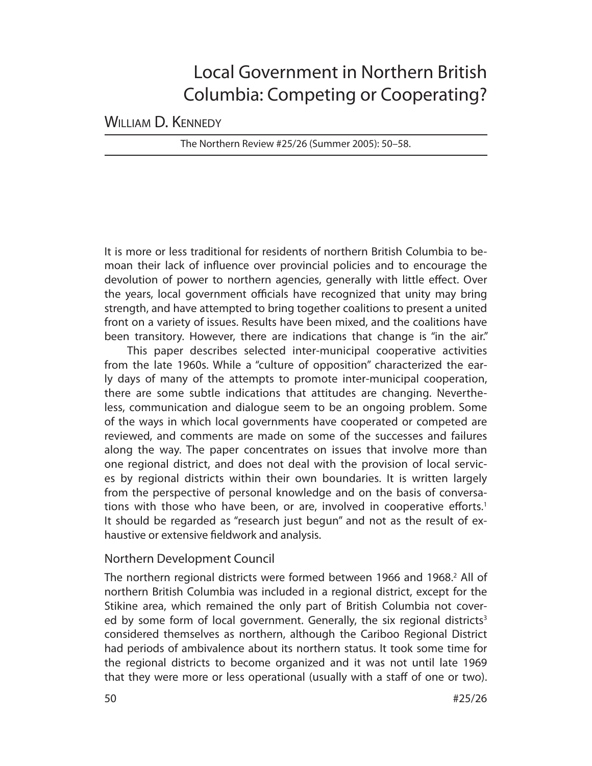# Local Government in Northern British Columbia: Competing or Cooperating?

William D. Kennedy

The Northern Review #25/26 (Summer 2005): 50–58.

It is more or less traditional for residents of northern British Columbia to bemoan their lack of influence over provincial policies and to encourage the devolution of power to northern agencies, generally with little effect. Over the years, local government officials have recognized that unity may bring strength, and have attempted to bring together coalitions to present a united front on a variety of issues. Results have been mixed, and the coalitions have been transitory. However, there are indications that change is "in the air."

This paper describes selected inter-municipal cooperative activities from the late 1960s. While a "culture of opposition" characterized the early days of many of the attempts to promote inter-municipal cooperation, there are some subtle indications that attitudes are changing. Nevertheless, communication and dialogue seem to be an ongoing problem. Some of the ways in which local governments have cooperated or competed are reviewed, and comments are made on some of the successes and failures along the way. The paper concentrates on issues that involve more than one regional district, and does not deal with the provision of local services by regional districts within their own boundaries. It is written largely from the perspective of personal knowledge and on the basis of conversations with those who have been, or are, involved in cooperative efforts.[1] It should be regarded as "research just begun" and not as the result of exhaustive or extensive fieldwork and analysis.

## Northern Development Council

The northern regional districts were formed between 1966 and 1968.[2] All of northern British Columbia was included in a regional district, except for the Stikine area, which remained the only part of British Columbia not covered by some form of local government. Generally, the six regional districts[3] considered themselves as northern, although the Cariboo Regional District had periods of ambivalence about its northern status. It took some time for the regional districts to become organized and it was not until late 1969 that they were more or less operational (usually with a staff of one or two).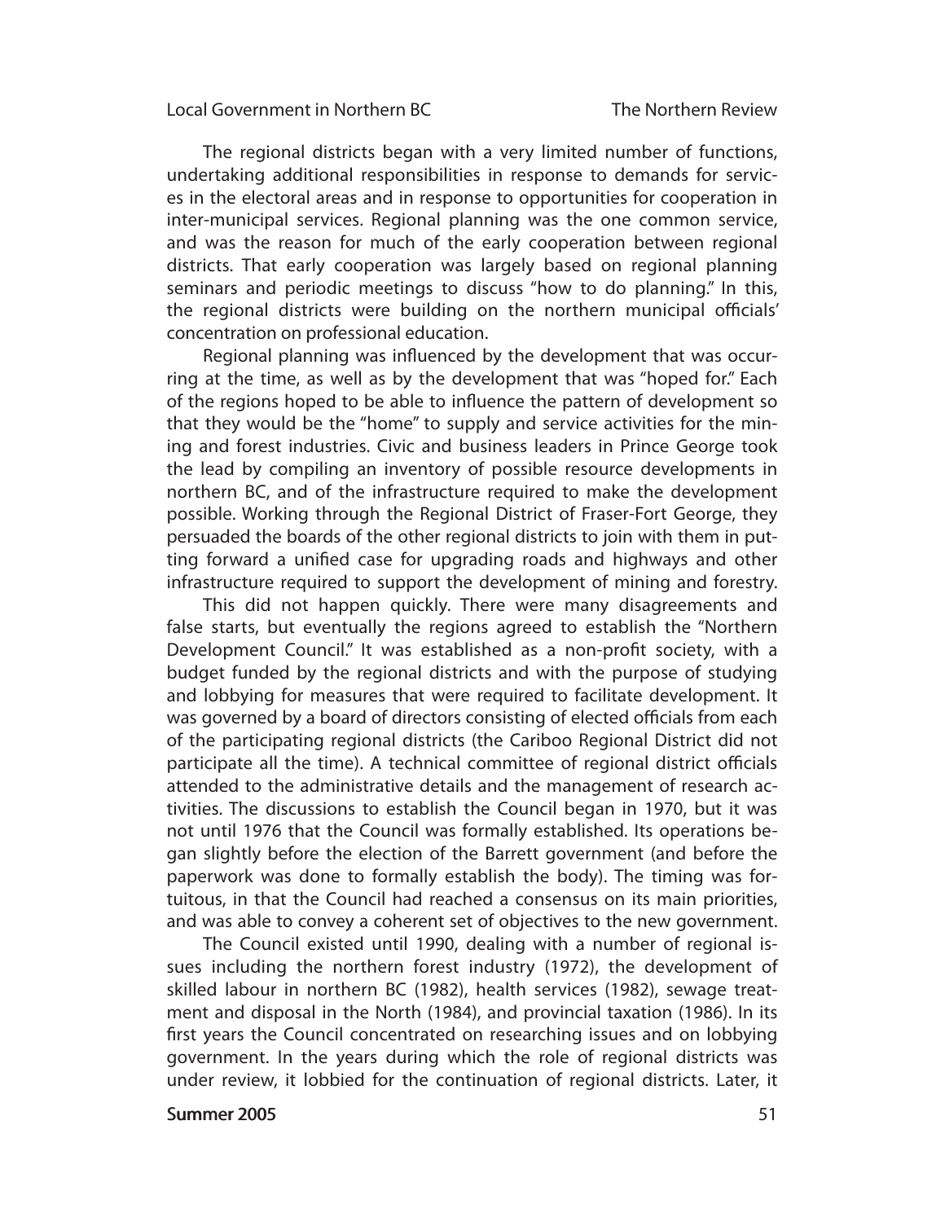The regional districts began with a very limited number of functions, undertaking additional responsibilities in response to demands for services in the electoral areas and in response to opportunities for cooperation in inter-municipal services. Regional planning was the one common service, and was the reason for much of the early cooperation between regional districts. That early cooperation was largely based on regional planning seminars and periodic meetings to discuss "how to do planning." In this, the regional districts were building on the northern municipal officials' concentration on professional education.

Regional planning was influenced by the development that was occurring at the time, as well as by the development that was "hoped for." Each of the regions hoped to be able to influence the pattern of development so that they would be the "home" to supply and service activities for the mining and forest industries. Civic and business leaders in Prince George took the lead by compiling an inventory of possible resource developments in northern BC, and of the infrastructure required to make the development possible. Working through the Regional District of Fraser-Fort George, they persuaded the boards of the other regional districts to join with them in putting forward a unified case for upgrading roads and highways and other infrastructure required to support the development of mining and forestry.

This did not happen quickly. There were many disagreements and false starts, but eventually the regions agreed to establish the "Northern Development Council." It was established as a non-profit society, with a budget funded by the regional districts and with the purpose of studying and lobbying for measures that were required to facilitate development. It was governed by a board of directors consisting of elected officials from each of the participating regional districts (the Cariboo Regional District did not participate all the time). A technical committee of regional district officials attended to the administrative details and the management of research activities. The discussions to establish the Council began in 1970, but it was not until 1976 that the Council was formally established. Its operations began slightly before the election of the Barrett government (and before the paperwork was done to formally establish the body). The timing was fortuitous, in that the Council had reached a consensus on its main priorities, and was able to convey a coherent set of objectives to the new government.

The Council existed until 1990, dealing with a number of regional issues including the northern forest industry (1972), the development of skilled labour in northern BC (1982), health services (1982), sewage treatment and disposal in the North (1984), and provincial taxation (1986). In its first years the Council concentrated on researching issues and on lobbying government. In the years during which the role of regional districts was under review, it lobbied for the continuation of regional districts. Later, it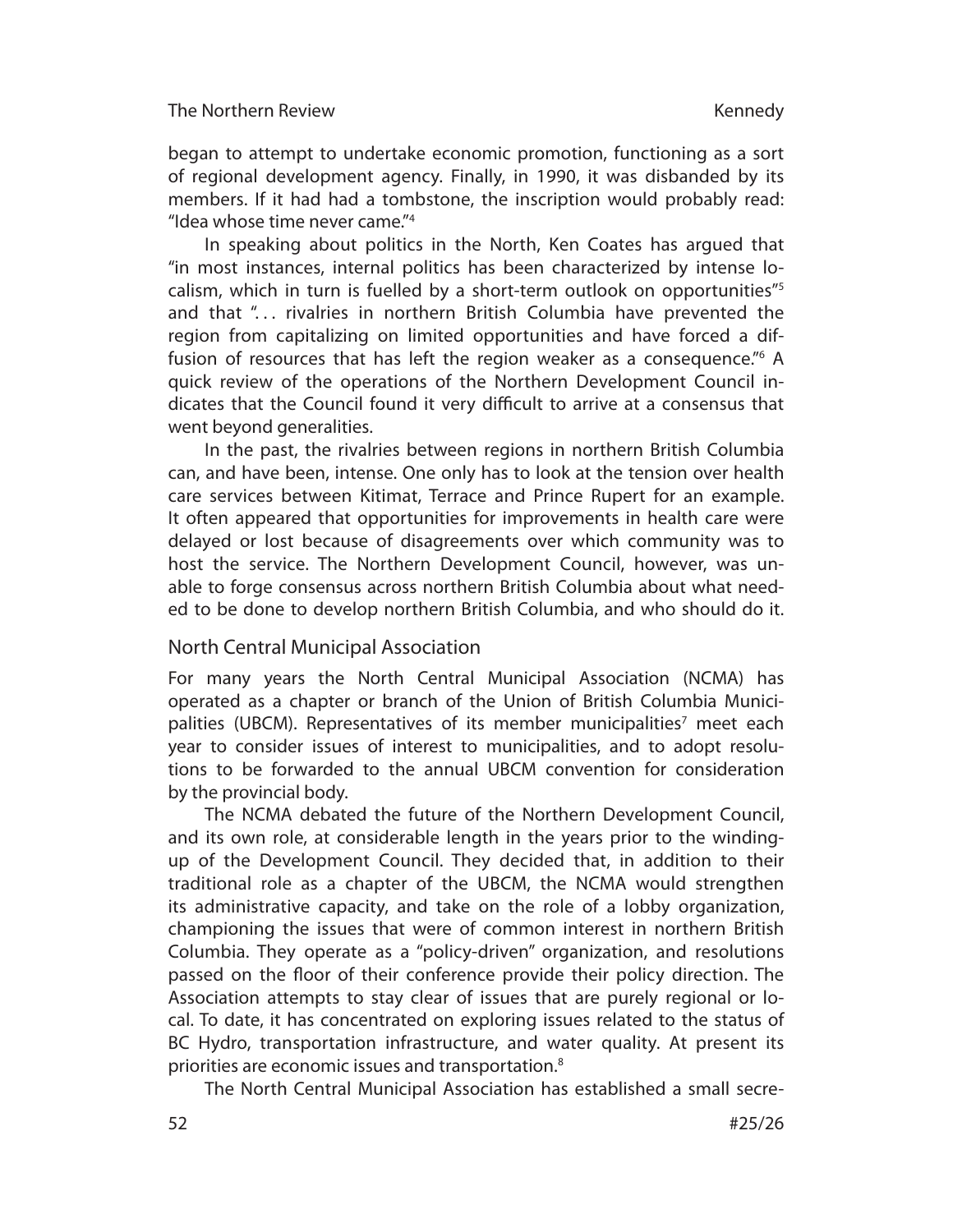began to attempt to undertake economic promotion, functioning as a sort of regional development agency. Finally, in 1990, it was disbanded by its members. If it had had a tombstone, the inscription would probably read: "Idea whose time never came."[4]

In speaking about politics in the North, Ken Coates has argued that "in most instances, internal politics has been characterized by intense localism, which in turn is fuelled by a short-term outlook on opportunities"[5] and that ". . . rivalries in northern British Columbia have prevented the region from capitalizing on limited opportunities and have forced a diffusion of resources that has left the region weaker as a consequence."[6] A quick review of the operations of the Northern Development Council indicates that the Council found it very difficult to arrive at a consensus that went beyond generalities.

In the past, the rivalries between regions in northern British Columbia can, and have been, intense. One only has to look at the tension over health care services between Kitimat, Terrace and Prince Rupert for an example. It often appeared that opportunities for improvements in health care were delayed or lost because of disagreements over which community was to host the service. The Northern Development Council, however, was unable to forge consensus across northern British Columbia about what needed to be done to develop northern British Columbia, and who should do it.

## North Central Municipal Association

For many years the North Central Municipal Association (NCMA) has operated as a chapter or branch of the Union of British Columbia Municipalities (UBCM). Representatives of its member municipalities[7] meet each year to consider issues of interest to municipalities, and to adopt resolutions to be forwarded to the annual UBCM convention for consideration by the provincial body.

The NCMA debated the future of the Northern Development Council, and its own role, at considerable length in the years prior to the winding-up of the Development Council. They decided that, in addition to their traditional role as a chapter of the UBCM, the NCMA would strengthen its administrative capacity, and take on the role of a lobby organization, championing the issues that were of common interest in northern British Columbia. They operate as a "policy-driven" organization, and resolutions passed on the floor of their conference provide their policy direction. The Association attempts to stay clear of issues that are purely regional or local. To date, it has concentrated on exploring issues related to the status of BC Hydro, transportation infrastructure, and water quality. At present its priorities are economic issues and transportation.[8]

The North Central Municipal Association has established a small secre-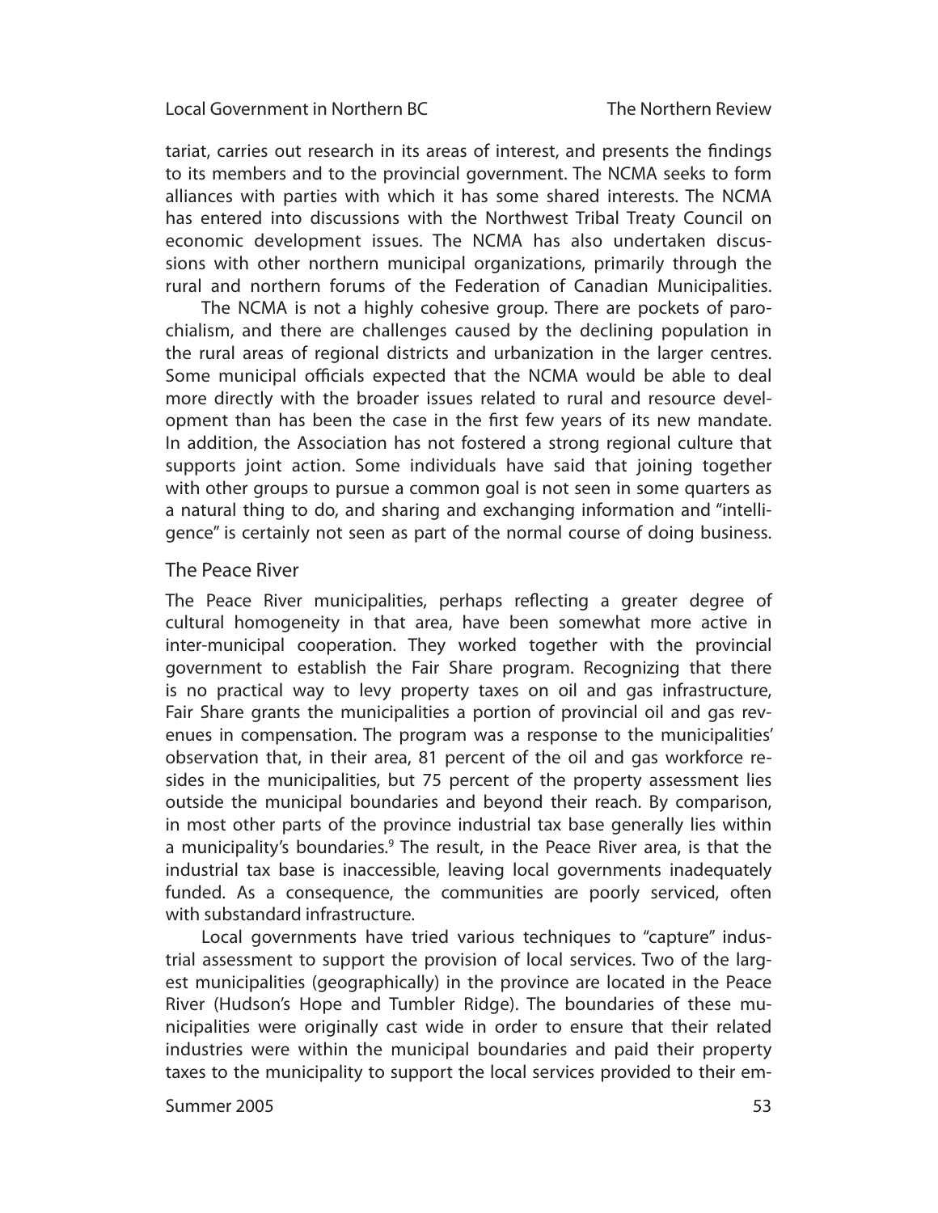tariat, carries out research in its areas of interest, and presents the findings to its members and to the provincial government. The NCMA seeks to form alliances with parties with which it has some shared interests. The NCMA has entered into discussions with the Northwest Tribal Treaty Council on economic development issues. The NCMA has also undertaken discussions with other northern municipal organizations, primarily through the rural and northern forums of the Federation of Canadian Municipalities.

The NCMA is not a highly cohesive group. There are pockets of parochialism, and there are challenges caused by the declining population in the rural areas of regional districts and urbanization in the larger centres. Some municipal officials expected that the NCMA would be able to deal more directly with the broader issues related to rural and resource development than has been the case in the first few years of its new mandate. In addition, the Association has not fostered a strong regional culture that supports joint action. Some individuals have said that joining together with other groups to pursue a common goal is not seen in some quarters as a natural thing to do, and sharing and exchanging information and "intelligence" is certainly not seen as part of the normal course of doing business.

## The Peace River

The Peace River municipalities, perhaps reflecting a greater degree of cultural homogeneity in that area, have been somewhat more active in inter-municipal cooperation. They worked together with the provincial government to establish the Fair Share program. Recognizing that there is no practical way to levy property taxes on oil and gas infrastructure, Fair Share grants the municipalities a portion of provincial oil and gas revenues in compensation. The program was a response to the municipalities' observation that, in their area, 81 percent of the oil and gas workforce resides in the municipalities, but 75 percent of the property assessment lies outside the municipal boundaries and beyond their reach. By comparison, in most other parts of the province industrial tax base generally lies within a municipality's boundaries.[9] The result, in the Peace River area, is that the industrial tax base is inaccessible, leaving local governments inadequately funded. As a consequence, the communities are poorly serviced, often with substandard infrastructure.

Local governments have tried various techniques to "capture" industrial assessment to support the provision of local services. Two of the largest municipalities (geographically) in the province are located in the Peace River (Hudson's Hope and Tumbler Ridge). The boundaries of these municipalities were originally cast wide in order to ensure that their related industries were within the municipal boundaries and paid their property taxes to the municipality to support the local services provided to their em-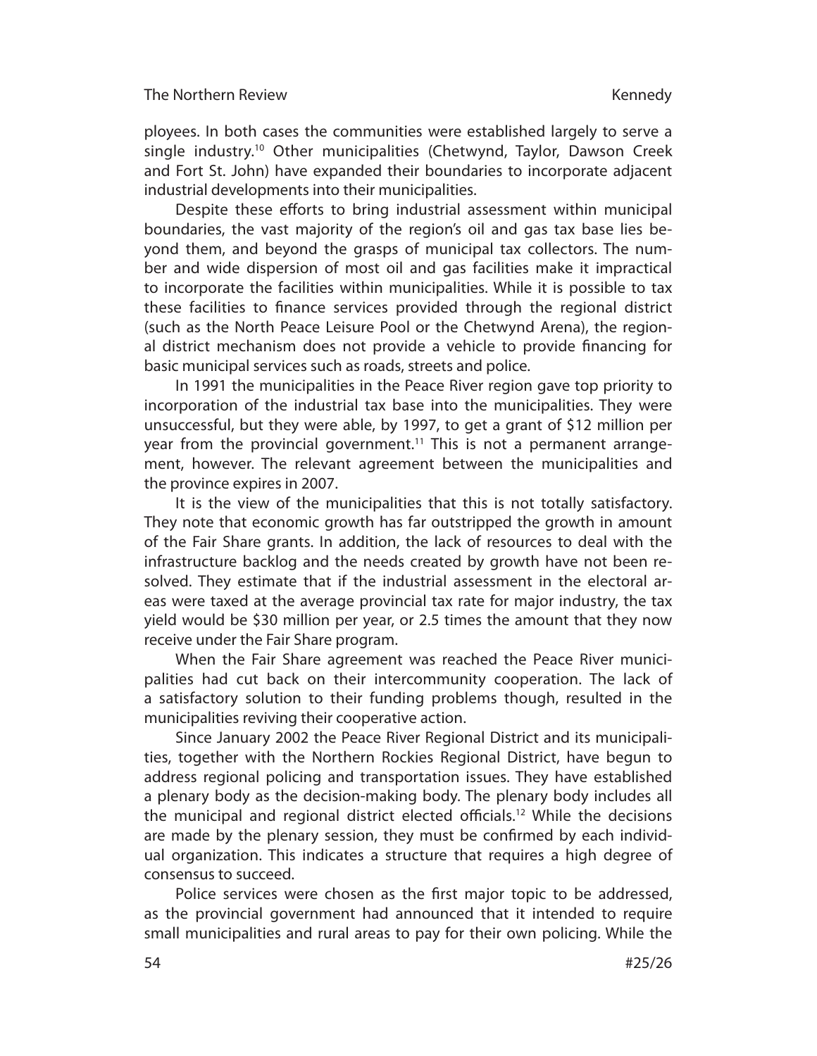ployees. In both cases the communities were established largely to serve a single industry.[10] Other municipalities (Chetwynd, Taylor, Dawson Creek and Fort St. John) have expanded their boundaries to incorporate adjacent industrial developments into their municipalities.

Despite these efforts to bring industrial assessment within municipal boundaries, the vast majority of the region's oil and gas tax base lies beyond them, and beyond the grasps of municipal tax collectors. The number and wide dispersion of most oil and gas facilities make it impractical to incorporate the facilities within municipalities. While it is possible to tax these facilities to finance services provided through the regional district (such as the North Peace Leisure Pool or the Chetwynd Arena), the regional district mechanism does not provide a vehicle to provide financing for basic municipal services such as roads, streets and police.

In 1991 the municipalities in the Peace River region gave top priority to incorporation of the industrial tax base into the municipalities. They were unsuccessful, but they were able, by 1997, to get a grant of $12 million per year from the provincial government.[11] This is not a permanent arrangement, however. The relevant agreement between the municipalities and the province expires in 2007.

It is the view of the municipalities that this is not totally satisfactory. They note that economic growth has far outstripped the growth in amount of the Fair Share grants. In addition, the lack of resources to deal with the infrastructure backlog and the needs created by growth have not been resolved. They estimate that if the industrial assessment in the electoral areas were taxed at the average provincial tax rate for major industry, the tax yield would be $30 million per year, or 2.5 times the amount that they now receive under the Fair Share program.

When the Fair Share agreement was reached the Peace River municipalities had cut back on their intercommunity cooperation. The lack of a satisfactory solution to their funding problems though, resulted in the municipalities reviving their cooperative action.

Since January 2002 the Peace River Regional District and its municipalities, together with the Northern Rockies Regional District, have begun to address regional policing and transportation issues. They have established a plenary body as the decision-making body. The plenary body includes all the municipal and regional district elected officials.[12] While the decisions are made by the plenary session, they must be confirmed by each individual organization. This indicates a structure that requires a high degree of consensus to succeed.

Police services were chosen as the first major topic to be addressed, as the provincial government had announced that it intended to require small municipalities and rural areas to pay for their own policing. While the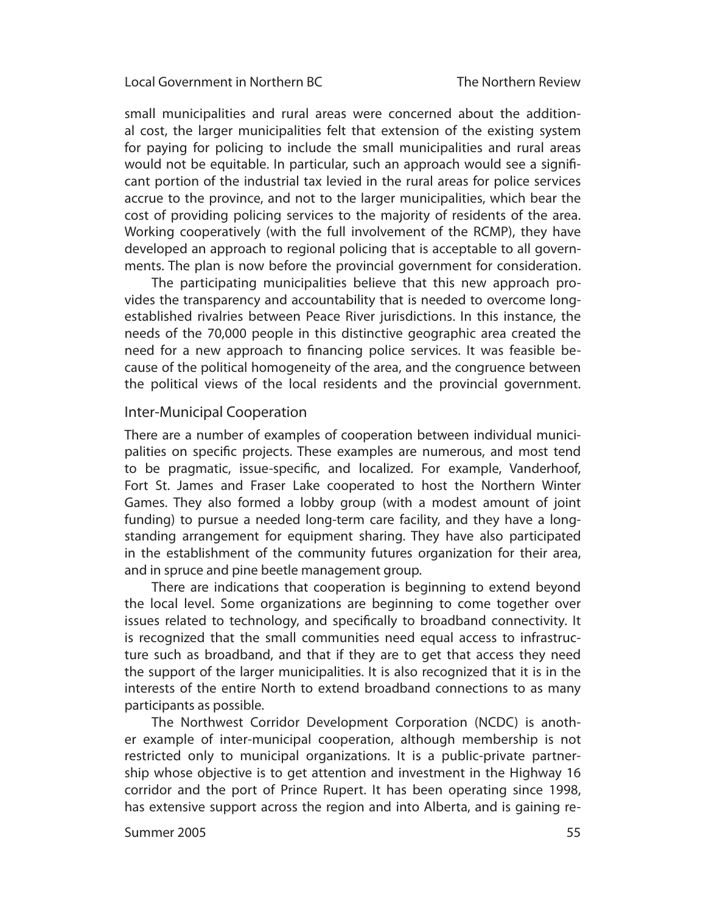small municipalities and rural areas were concerned about the additional cost, the larger municipalities felt that extension of the existing system for paying for policing to include the small municipalities and rural areas would not be equitable. In particular, such an approach would see a significant portion of the industrial tax levied in the rural areas for police services accrue to the province, and not to the larger municipalities, which bear the cost of providing policing services to the majority of residents of the area. Working cooperatively (with the full involvement of the RCMP), they have developed an approach to regional policing that is acceptable to all governments. The plan is now before the provincial government for consideration.

The participating municipalities believe that this new approach provides the transparency and accountability that is needed to overcome long-established rivalries between Peace River jurisdictions. In this instance, the needs of the 70,000 people in this distinctive geographic area created the need for a new approach to financing police services. It was feasible because of the political homogeneity of the area, and the congruence between the political views of the local residents and the provincial government.

## Inter-Municipal Cooperation

There are a number of examples of cooperation between individual municipalities on specific projects. These examples are numerous, and most tend to be pragmatic, issue-specific, and localized. For example, Vanderhoof, Fort St. James and Fraser Lake cooperated to host the Northern Winter Games. They also formed a lobby group (with a modest amount of joint funding) to pursue a needed long-term care facility, and they have a long-standing arrangement for equipment sharing. They have also participated in the establishment of the community futures organization for their area, and in spruce and pine beetle management group.

There are indications that cooperation is beginning to extend beyond the local level. Some organizations are beginning to come together over issues related to technology, and specifically to broadband connectivity. It is recognized that the small communities need equal access to infrastructure such as broadband, and that if they are to get that access they need the support of the larger municipalities. It is also recognized that it is in the interests of the entire North to extend broadband connections to as many participants as possible.

The Northwest Corridor Development Corporation (NCDC) is another example of inter-municipal cooperation, although membership is not restricted only to municipal organizations. It is a public-private partnership whose objective is to get attention and investment in the Highway 16 corridor and the port of Prince Rupert. It has been operating since 1998, has extensive support across the region and into Alberta, and is gaining re-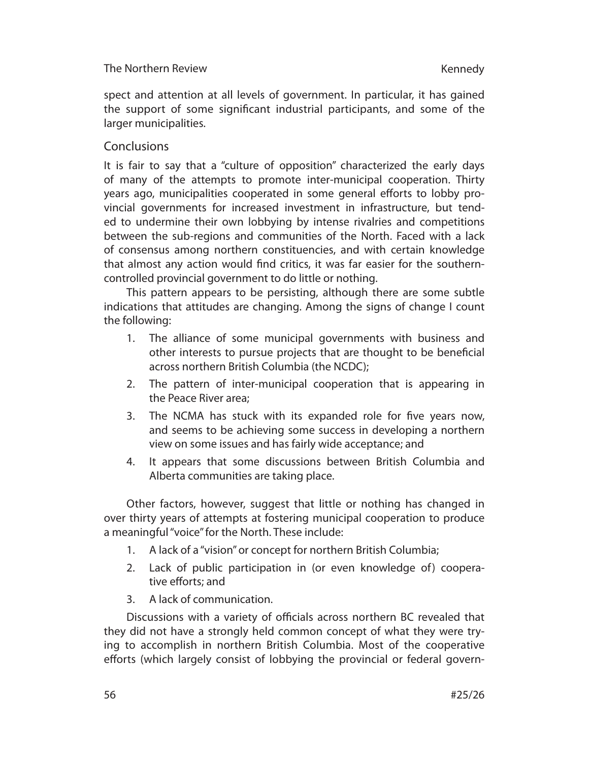spect and attention at all levels of government. In particular, it has gained the support of some significant industrial participants, and some of the larger municipalities.

## Conclusions

It is fair to say that a "culture of opposition" characterized the early days of many of the attempts to promote inter-municipal cooperation. Thirty years ago, municipalities cooperated in some general efforts to lobby provincial governments for increased investment in infrastructure, but tended to undermine their own lobbying by intense rivalries and competitions between the sub-regions and communities of the North. Faced with a lack of consensus among northern constituencies, and with certain knowledge that almost any action would find critics, it was far easier for the southern-controlled provincial government to do little or nothing.

This pattern appears to be persisting, although there are some subtle indications that attitudes are changing. Among the signs of change I count the following:

1. The alliance of some municipal governments with business and other interests to pursue projects that are thought to be beneficial across northern British Columbia (the NCDC);
2. The pattern of inter-municipal cooperation that is appearing in the Peace River area;
3. The NCMA has stuck with its expanded role for five years now, and seems to be achieving some success in developing a northern view on some issues and has fairly wide acceptance; and
4. It appears that some discussions between British Columbia and Alberta communities are taking place.

Other factors, however, suggest that little or nothing has changed in over thirty years of attempts at fostering municipal cooperation to produce a meaningful "voice" for the North. These include:

1. A lack of a "vision" or concept for northern British Columbia;
2. Lack of public participation in (or even knowledge of) cooperative efforts; and
3. A lack of communication.

Discussions with a variety of officials across northern BC revealed that they did not have a strongly held common concept of what they were trying to accomplish in northern British Columbia. Most of the cooperative efforts (which largely consist of lobbying the provincial or federal govern-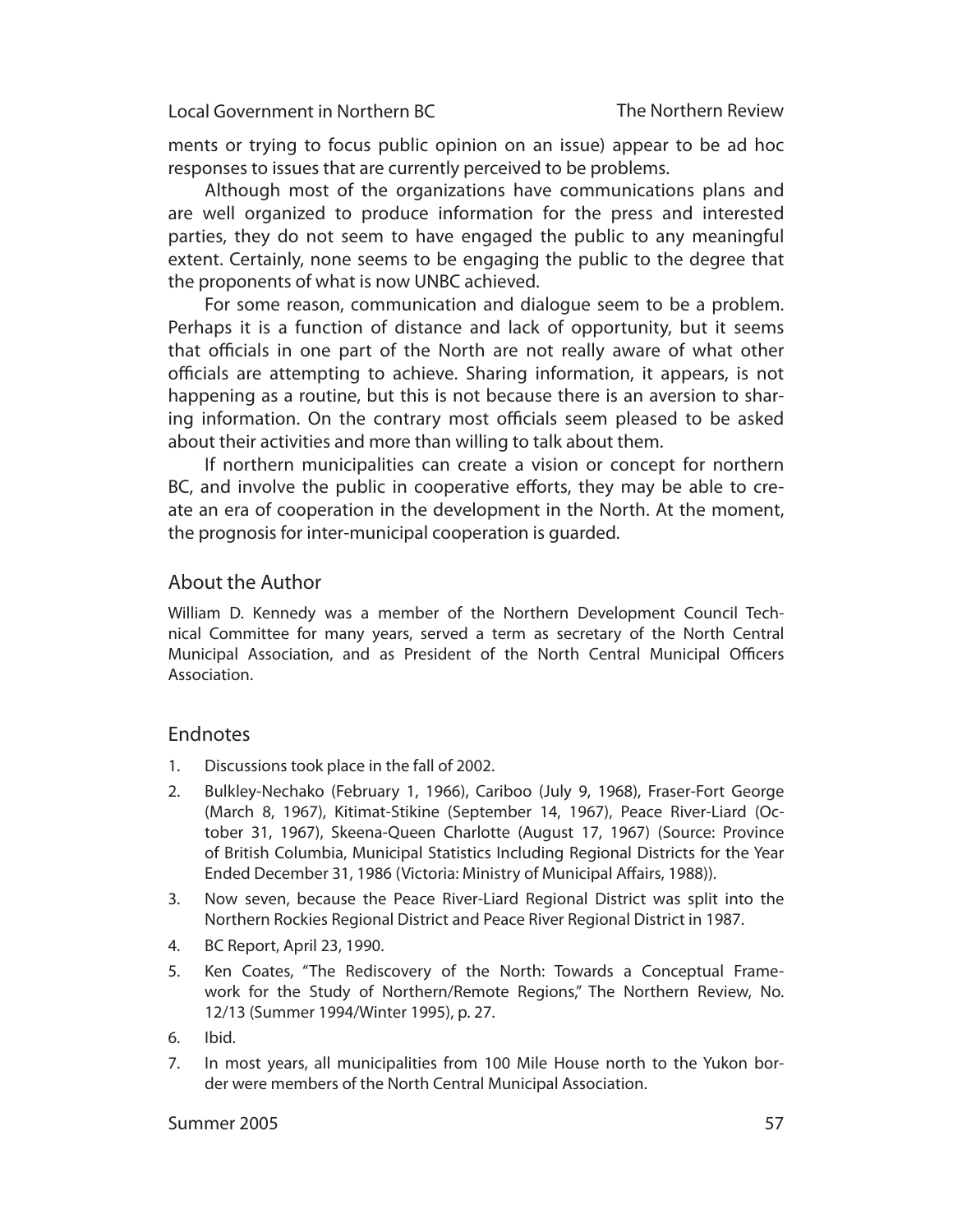ments or trying to focus public opinion on an issue) appear to be ad hoc responses to issues that are currently perceived to be problems.

Although most of the organizations have communications plans and are well organized to produce information for the press and interested parties, they do not seem to have engaged the public to any meaningful extent. Certainly, none seems to be engaging the public to the degree that the proponents of what is now UNBC achieved.

For some reason, communication and dialogue seem to be a problem. Perhaps it is a function of distance and lack of opportunity, but it seems that officials in one part of the North are not really aware of what other officials are attempting to achieve. Sharing information, it appears, is not happening as a routine, but this is not because there is an aversion to sharing information. On the contrary most officials seem pleased to be asked about their activities and more than willing to talk about them.

If northern municipalities can create a vision or concept for northern BC, and involve the public in cooperative efforts, they may be able to create an era of cooperation in the development in the North. At the moment, the prognosis for inter-municipal cooperation is guarded.

## About the Author

William D. Kennedy was a member of the Northern Development Council Technical Committee for many years, served a term as secretary of the North Central Municipal Association, and as President of the North Central Municipal Officers Association.

## Endnotes

1. Discussions took place in the fall of 2002.
2. Bulkley-Nechako (February 1, 1966), Cariboo (July 9, 1968), Fraser-Fort George (March 8, 1967), Kitimat-Stikine (September 14, 1967), Peace River-Liard (October 31, 1967), Skeena-Queen Charlotte (August 17, 1967) (Source: Province of British Columbia, Municipal Statistics Including Regional Districts for the Year Ended December 31, 1986 (Victoria: Ministry of Municipal Affairs, 1988)).
3. Now seven, because the Peace River-Liard Regional District was split into the Northern Rockies Regional District and Peace River Regional District in 1987.
4. BC Report, April 23, 1990.
5. Ken Coates, "The Rediscovery of the North: Towards a Conceptual Framework for the Study of Northern/Remote Regions," The Northern Review, No. 12/13 (Summer 1994/Winter 1995), p. 27.
6. Ibid.
7. In most years, all municipalities from 100 Mile House north to the Yukon border were members of the North Central Municipal Association.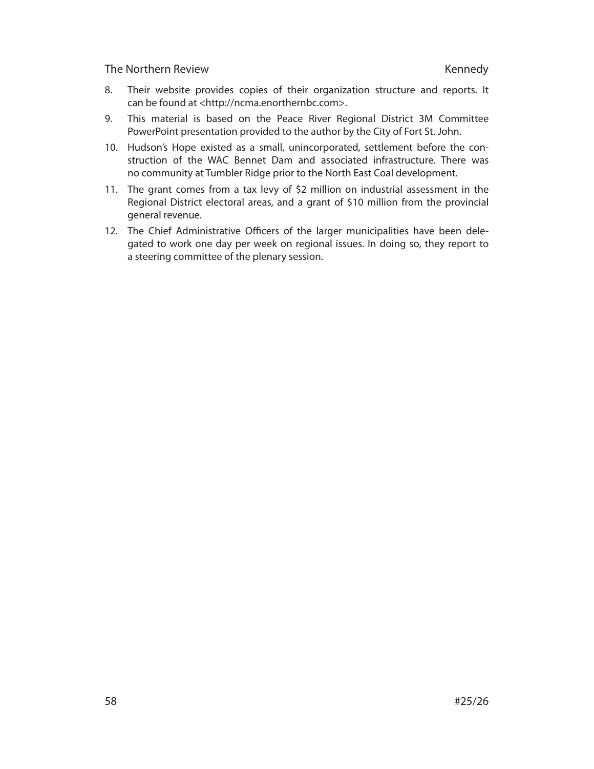8. Their website provides copies of their organization structure and reports. It can be found at <http://ncma.enorthernbc.com>.
9. This material is based on the Peace River Regional District 3M Committee PowerPoint presentation provided to the author by the City of Fort St. John.
10. Hudson's Hope existed as a small, unincorporated, settlement before the construction of the WAC Bennet Dam and associated infrastructure. There was no community at Tumbler Ridge prior to the North East Coal development.
11. The grant comes from a tax levy of $2 million on industrial assessment in the Regional District electoral areas, and a grant of $10 million from the provincial general revenue.
12. The Chief Administrative Officers of the larger municipalities have been delegated to work one day per week on regional issues. In doing so, they report to a steering committee of the plenary session.